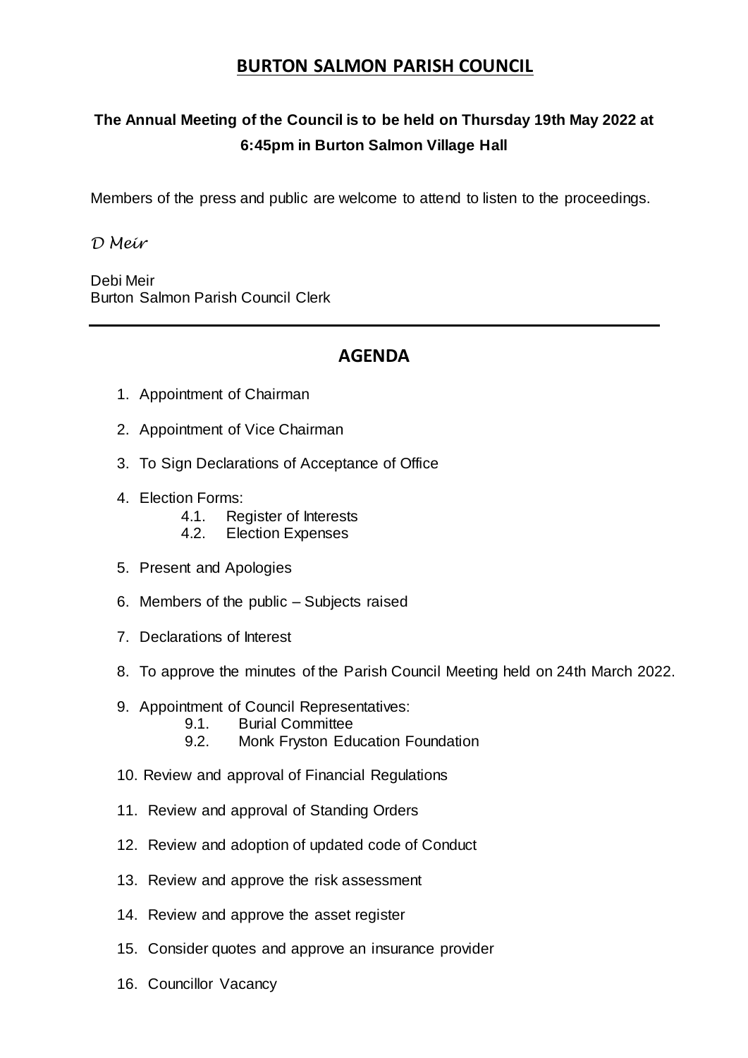# BURTON SALMON PARISH COUNCIL

**The Annual Meeting of the Council is to be held on Thursday 19th May 2022 at 6:45pm in Burton Salmon Village Hall**

Members of the press and public are welcome to attend to listen to the proceedings.

*D Meir*

Debi Meir
Burton Salmon Parish Council Clerk

---

## AGENDA

1. Appointment of Chairman
2. Appointment of Vice Chairman
3. To Sign Declarations of Acceptance of Office
4. Election Forms:
   - 4.1. Register of Interests
   - 4.2. Election Expenses
5. Present and Apologies
6. Members of the public – Subjects raised
7. Declarations of Interest
8. To approve the minutes of the Parish Council Meeting held on 24th March 2022.
9. Appointment of Council Representatives:
   - 9.1. Burial Committee
   - 9.2. Monk Fryston Education Foundation
10. Review and approval of Financial Regulations
11. Review and approval of Standing Orders
12. Review and adoption of updated code of Conduct
13. Review and approve the risk assessment
14. Review and approve the asset register
15. Consider quotes and approve an insurance provider
16. Councillor Vacancy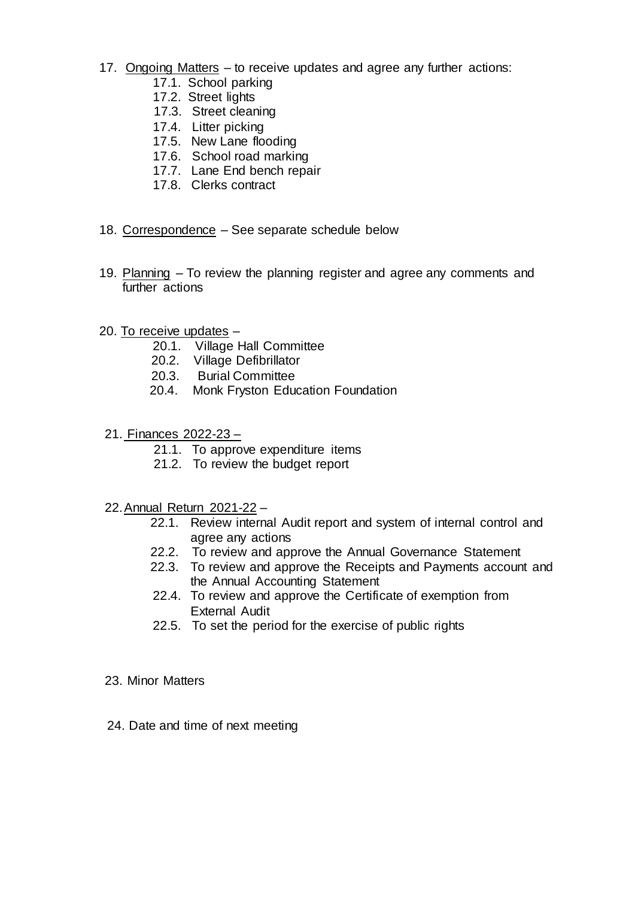17. <u>Ongoing Matters</u> – to receive updates and agree any further actions:
    - 17.1. School parking
    - 17.2. Street lights
    - 17.3. Street cleaning
    - 17.4. Litter picking
    - 17.5. New Lane flooding
    - 17.6. School road marking
    - 17.7. Lane End bench repair
    - 17.8. Clerks contract

18. <u>Correspondence</u> – See separate schedule below

19. <u>Planning</u> – To review the planning register and agree any comments and further actions

20. <u>To receive updates</u> –
    - 20.1. Village Hall Committee
    - 20.2. Village Defibrillator
    - 20.3. Burial Committee
    - 20.4. Monk Fryston Education Foundation

21. <u>Finances 2022-23 –</u>
    - 21.1. To approve expenditure items
    - 21.2. To review the budget report

22. <u>Annual Return 2021-22</u> –
    - 22.1. Review internal Audit report and system of internal control and agree any actions
    - 22.2. To review and approve the Annual Governance Statement
    - 22.3. To review and approve the Receipts and Payments account and the Annual Accounting Statement
    - 22.4. To review and approve the Certificate of exemption from External Audit
    - 22.5. To set the period for the exercise of public rights

23. Minor Matters

24. Date and time of next meeting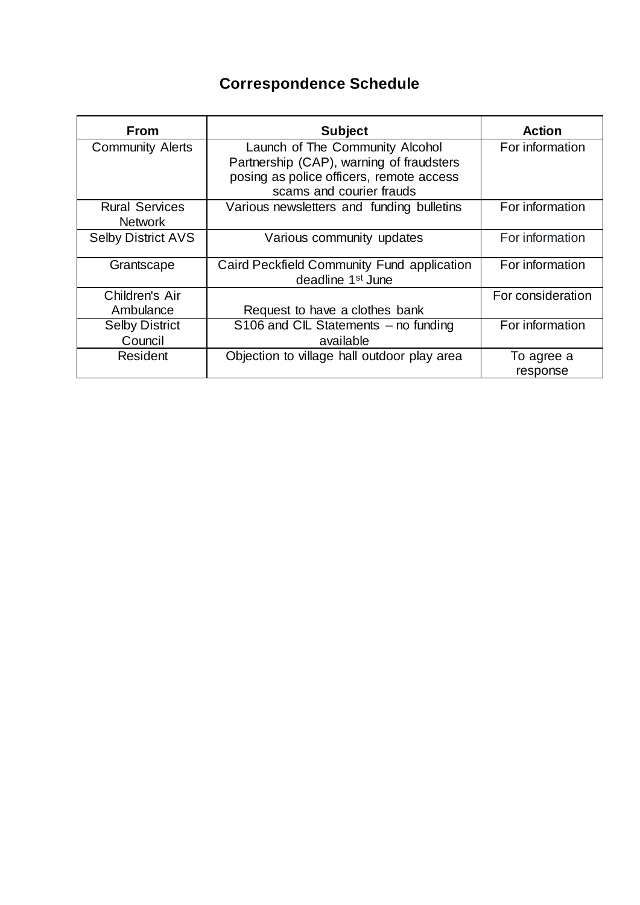# Correspondence Schedule

| From | Subject | Action |
| --- | --- | --- |
| Community Alerts | Launch of The Community Alcohol Partnership (CAP), warning of fraudsters posing as police officers, remote access scams and courier frauds | For information |
| Rural Services Network | Various newsletters and funding bulletins | For information |
| Selby District AVS | Various community updates | For information |
| Grantscape | Caird Peckfield Community Fund application deadline 1st June | For information |
| Children's Air Ambulance | Request to have a clothes bank | For consideration |
| Selby District Council | S106 and CIL Statements – no funding available | For information |
| Resident | Objection to village hall outdoor play area | To agree a response |